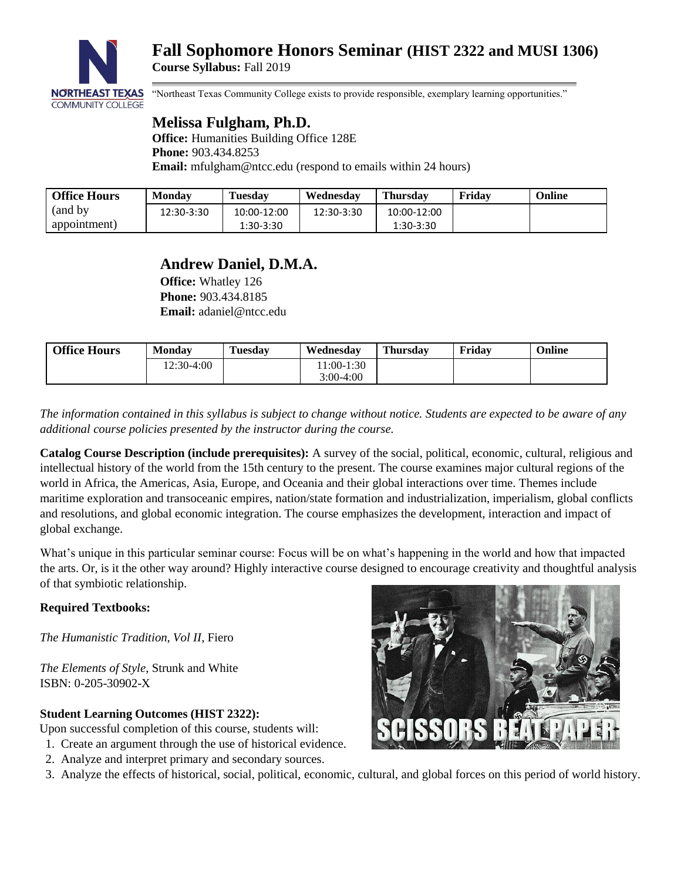# Fall Sophomore Honors Seminar (HIST 2322 and MUSI 1306)

**Course Syllabus:** Fall 2019

"Northeast Texas Community College exists to provide responsible, exemplary learning opportunities."

## Melissa Fulgham, Ph.D.

**Office:** Humanities Building Office 128E
**Phone:** 903.434.8253
**Email:** mfulgham@ntcc.edu (respond to emails within 24 hours)

| Office Hours (and by appointment) | Monday | Tuesday | Wednesday | Thursday | Friday | Online |
|---|---|---|---|---|---|---|
| | 12:30-3:30 | 10:00-12:00 1:30-3:30 | 12:30-3:30 | 10:00-12:00 1:30-3:30 | | |

## Andrew Daniel, D.M.A.

**Office:** Whatley 126
**Phone:** 903.434.8185
**Email:** adaniel@ntcc.edu

| Office Hours | Monday | Tuesday | Wednesday | Thursday | Friday | Online |
|---|---|---|---|---|---|---|
| | 12:30-4:00 | | 11:00-1:30 3:00-4:00 | | | |

*The information contained in this syllabus is subject to change without notice. Students are expected to be aware of any additional course policies presented by the instructor during the course.*

**Catalog Course Description (include prerequisites):** A survey of the social, political, economic, cultural, religious and intellectual history of the world from the 15th century to the present. The course examines major cultural regions of the world in Africa, the Americas, Asia, Europe, and Oceania and their global interactions over time. Themes include maritime exploration and transoceanic empires, nation/state formation and industrialization, imperialism, global conflicts and resolutions, and global economic integration. The course emphasizes the development, interaction and impact of global exchange.

What's unique in this particular seminar course: Focus will be on what's happening in the world and how that impacted the arts. Or, is it the other way around? Highly interactive course designed to encourage creativity and thoughtful analysis of that symbiotic relationship.

**Required Textbooks:**

*The Humanistic Tradition, Vol II,* Fiero

*The Elements of Style*, Strunk and White
ISBN: 0-205-30902-X

**Student Learning Outcomes (HIST 2322):**

Upon successful completion of this course, students will:

1. Create an argument through the use of historical evidence.
2. Analyze and interpret primary and secondary sources.
3. Analyze the effects of historical, social, political, economic, cultural, and global forces on this period of world history.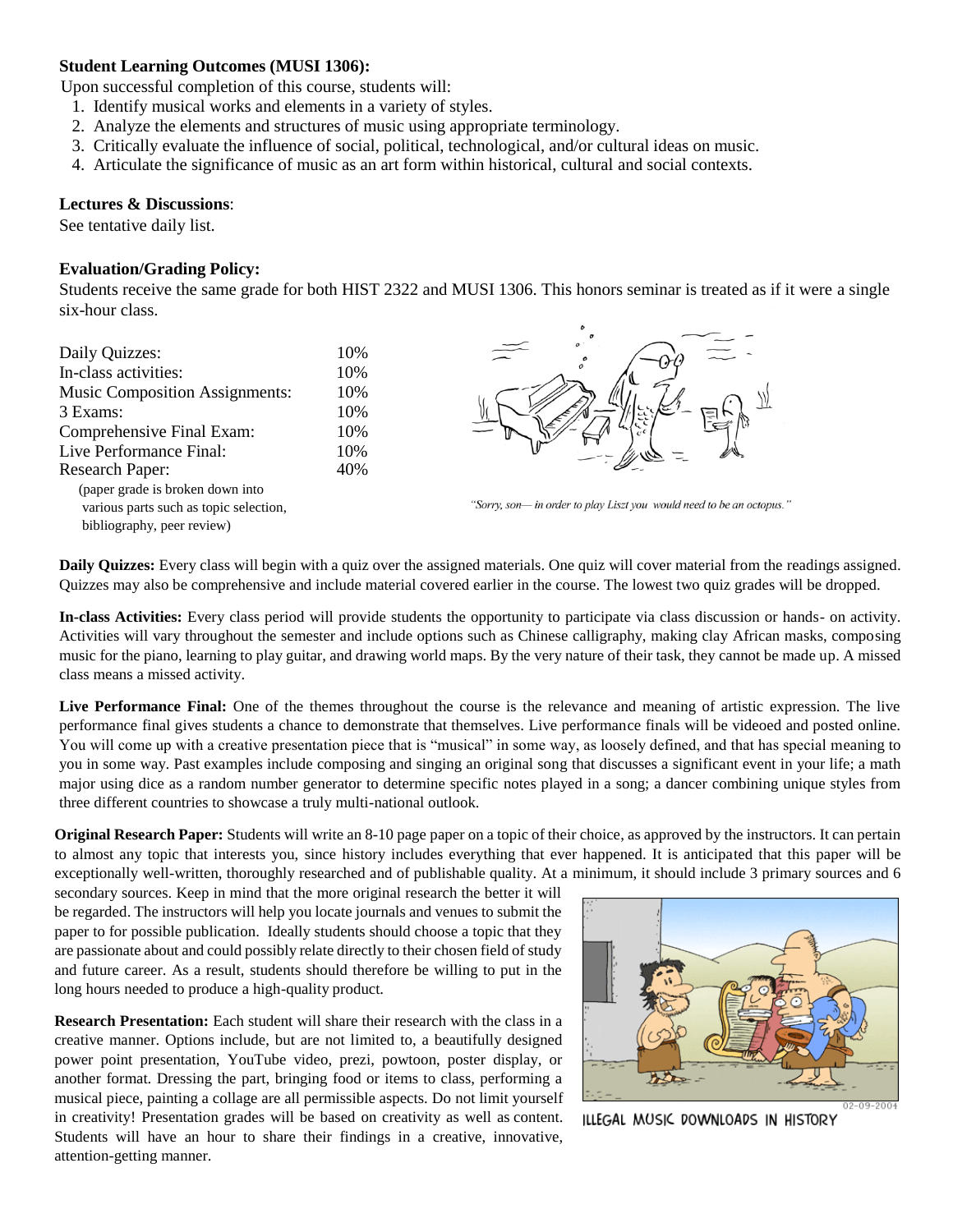**Student Learning Outcomes (MUSI 1306):**

Upon successful completion of this course, students will:

1. Identify musical works and elements in a variety of styles.
2. Analyze the elements and structures of music using appropriate terminology.
3. Critically evaluate the influence of social, political, technological, and/or cultural ideas on music.
4. Articulate the significance of music as an art form within historical, cultural and social contexts.

**Lectures & Discussions**:

See tentative daily list.

**Evaluation/Grading Policy:**

Students receive the same grade for both HIST 2322 and MUSI 1306. This honors seminar is treated as if it were a single six-hour class.

| | |
|---|---|
| Daily Quizzes: | 10% |
| In-class activities: | 10% |
| Music Composition Assignments: | 10% |
| 3 Exams: | 10% |
| Comprehensive Final Exam: | 10% |
| Live Performance Final: | 10% |
| Research Paper: (paper grade is broken down into various parts such as topic selection, bibliography, peer review) | 40% |

*"Sorry, son— in order to play Liszt you would need to be an octopus."*

**Daily Quizzes:** Every class will begin with a quiz over the assigned materials. One quiz will cover material from the readings assigned. Quizzes may also be comprehensive and include material covered earlier in the course. The lowest two quiz grades will be dropped.

**In-class Activities:** Every class period will provide students the opportunity to participate via class discussion or hands- on activity. Activities will vary throughout the semester and include options such as Chinese calligraphy, making clay African masks, composing music for the piano, learning to play guitar, and drawing world maps. By the very nature of their task, they cannot be made up. A missed class means a missed activity.

**Live Performance Final:** One of the themes throughout the course is the relevance and meaning of artistic expression. The live performance final gives students a chance to demonstrate that themselves. Live performance finals will be videoed and posted online. You will come up with a creative presentation piece that is "musical" in some way, as loosely defined, and that has special meaning to you in some way. Past examples include composing and singing an original song that discusses a significant event in your life; a math major using dice as a random number generator to determine specific notes played in a song; a dancer combining unique styles from three different countries to showcase a truly multi-national outlook.

**Original Research Paper:** Students will write an 8-10 page paper on a topic of their choice, as approved by the instructors. It can pertain to almost any topic that interests you, since history includes everything that ever happened. It is anticipated that this paper will be exceptionally well-written, thoroughly researched and of publishable quality. At a minimum, it should include 3 primary sources and 6 secondary sources. Keep in mind that the more original research the better it will be regarded. The instructors will help you locate journals and venues to submit the paper to for possible publication. Ideally students should choose a topic that they are passionate about and could possibly relate directly to their chosen field of study and future career. As a result, students should therefore be willing to put in the long hours needed to produce a high-quality product.

**Research Presentation:** Each student will share their research with the class in a creative manner. Options include, but are not limited to, a beautifully designed power point presentation, YouTube video, prezi, powtoon, poster display, or another format. Dressing the part, bringing food or items to class, performing a musical piece, painting a collage are all permissible aspects. Do not limit yourself in creativity! Presentation grades will be based on creativity as well as content. Students will have an hour to share their findings in a creative, innovative, attention-getting manner.

ILLEGAL MUSIC DOWNLOADS IN HISTORY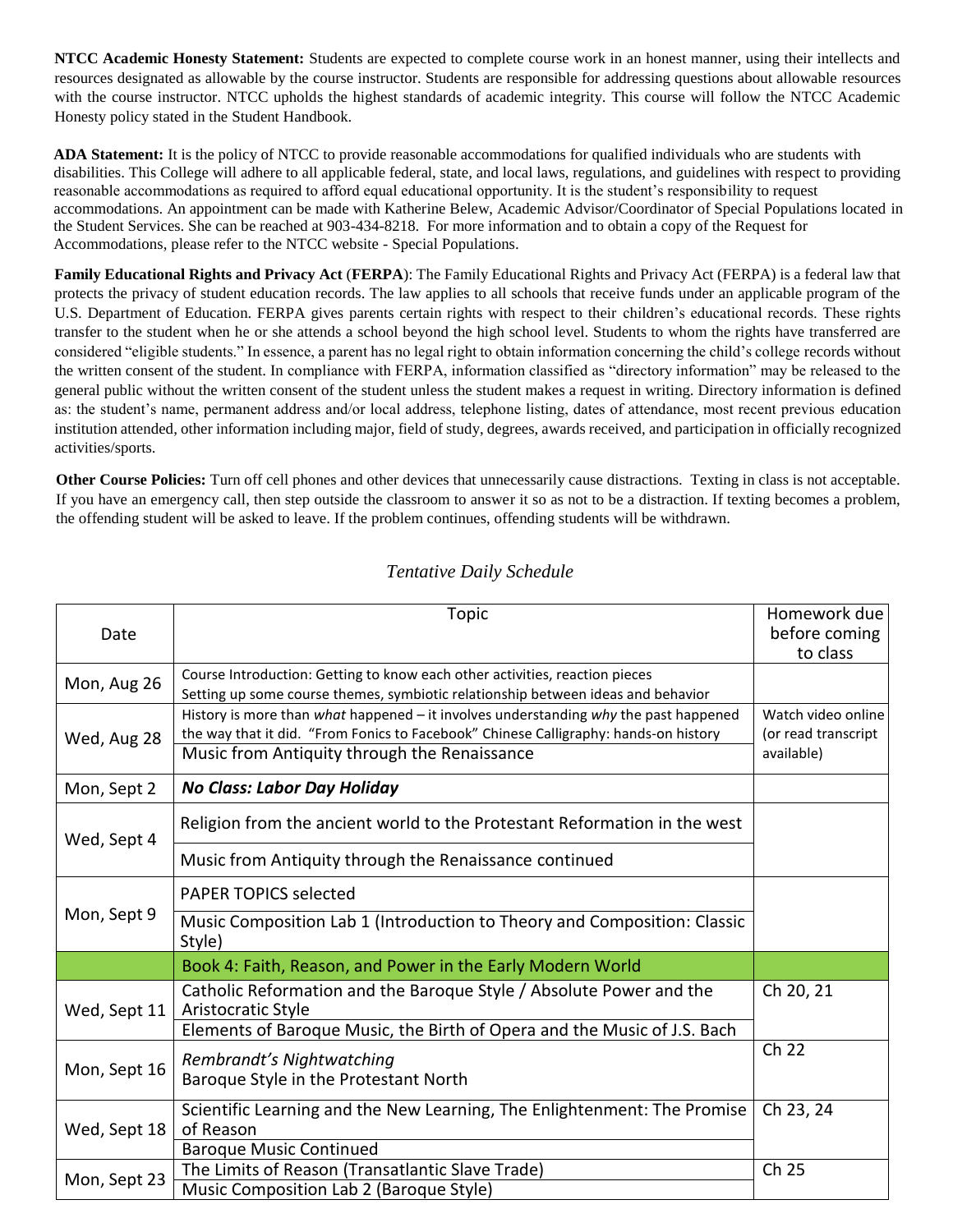**NTCC Academic Honesty Statement:** Students are expected to complete course work in an honest manner, using their intellects and resources designated as allowable by the course instructor. Students are responsible for addressing questions about allowable resources with the course instructor. NTCC upholds the highest standards of academic integrity. This course will follow the NTCC Academic Honesty policy stated in the Student Handbook.

**ADA Statement:** It is the policy of NTCC to provide reasonable accommodations for qualified individuals who are students with disabilities. This College will adhere to all applicable federal, state, and local laws, regulations, and guidelines with respect to providing reasonable accommodations as required to afford equal educational opportunity. It is the student's responsibility to request accommodations. An appointment can be made with Katherine Belew, Academic Advisor/Coordinator of Special Populations located in the Student Services. She can be reached at 903-434-8218. For more information and to obtain a copy of the Request for Accommodations, please refer to the NTCC website - Special Populations.

**Family Educational Rights and Privacy Act (FERPA)**: The Family Educational Rights and Privacy Act (FERPA) is a federal law that protects the privacy of student education records. The law applies to all schools that receive funds under an applicable program of the U.S. Department of Education. FERPA gives parents certain rights with respect to their children's educational records. These rights transfer to the student when he or she attends a school beyond the high school level. Students to whom the rights have transferred are considered "eligible students." In essence, a parent has no legal right to obtain information concerning the child's college records without the written consent of the student. In compliance with FERPA, information classified as "directory information" may be released to the general public without the written consent of the student unless the student makes a request in writing. Directory information is defined as: the student's name, permanent address and/or local address, telephone listing, dates of attendance, most recent previous education institution attended, other information including major, field of study, degrees, awards received, and participation in officially recognized activities/sports.

**Other Course Policies:** Turn off cell phones and other devices that unnecessarily cause distractions. Texting in class is not acceptable. If you have an emergency call, then step outside the classroom to answer it so as not to be a distraction. If texting becomes a problem, the offending student will be asked to leave. If the problem continues, offending students will be withdrawn.

*Tentative Daily Schedule*

| Date | Topic | Homework due before coming to class |
|---|---|---|
| Mon, Aug 26 | Course Introduction: Getting to know each other activities, reaction pieces<br>Setting up some course themes, symbiotic relationship between ideas and behavior | |
| Wed, Aug 28 | History is more than *what* happened – it involves understanding *why* the past happened the way that it did. "From Fonics to Facebook" Chinese Calligraphy: hands-on history<br>Music from Antiquity through the Renaissance | Watch video online (or read transcript available) |
| Mon, Sept 2 | ***No Class: Labor Day Holiday*** | |
| Wed, Sept 4 | Religion from the ancient world to the Protestant Reformation in the west<br>Music from Antiquity through the Renaissance continued | |
| Mon, Sept 9 | PAPER TOPICS selected<br>Music Composition Lab 1 (Introduction to Theory and Composition: Classic Style) | |
| | Book 4: Faith, Reason, and Power in the Early Modern World | |
| Wed, Sept 11 | Catholic Reformation and the Baroque Style / Absolute Power and the Aristocratic Style<br>Elements of Baroque Music, the Birth of Opera and the Music of J.S. Bach | Ch 20, 21 |
| Mon, Sept 16 | *Rembrandt's Nightwatching*<br>Baroque Style in the Protestant North | Ch 22 |
| Wed, Sept 18 | Scientific Learning and the New Learning, The Enlightenment: The Promise of Reason<br>Baroque Music Continued | Ch 23, 24 |
| Mon, Sept 23 | The Limits of Reason (Transatlantic Slave Trade)<br>Music Composition Lab 2 (Baroque Style) | Ch 25 |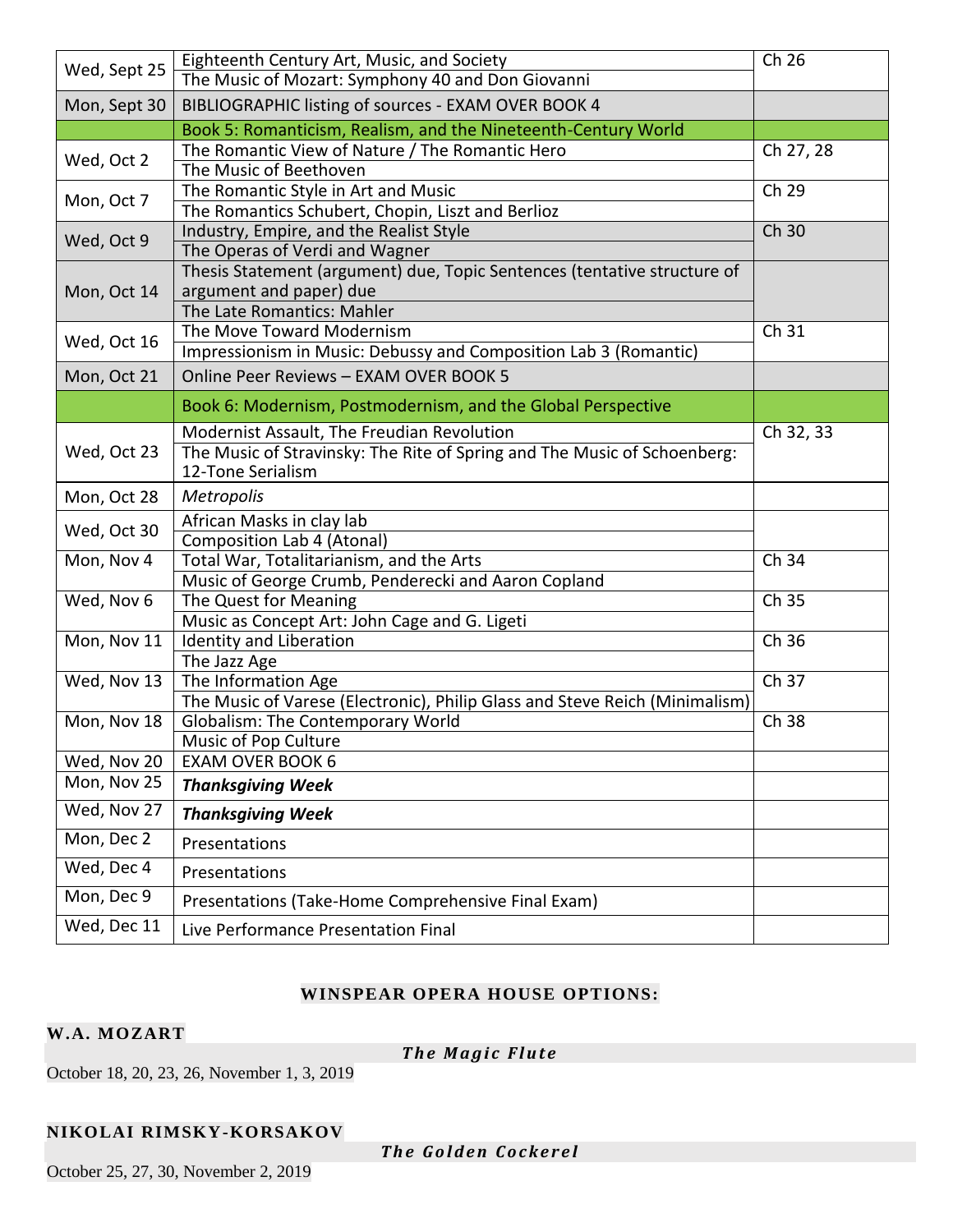| | | |
|---|---|---|
| Wed, Sept 25 | Eighteenth Century Art, Music, and Society<br>The Music of Mozart: Symphony 40 and Don Giovanni | Ch 26 |
| Mon, Sept 30 | BIBLIOGRAPHIC listing of sources - EXAM OVER BOOK 4 | |
| | Book 5: Romanticism, Realism, and the Nineteenth-Century World | |
| Wed, Oct 2 | The Romantic View of Nature / The Romantic Hero<br>The Music of Beethoven | Ch 27, 28 |
| Mon, Oct 7 | The Romantic Style in Art and Music<br>The Romantics Schubert, Chopin, Liszt and Berlioz | Ch 29 |
| Wed, Oct 9 | Industry, Empire, and the Realist Style<br>The Operas of Verdi and Wagner | Ch 30 |
| Mon, Oct 14 | Thesis Statement (argument) due, Topic Sentences (tentative structure of argument and paper) due<br>The Late Romantics: Mahler | |
| Wed, Oct 16 | The Move Toward Modernism<br>Impressionism in Music: Debussy and Composition Lab 3 (Romantic) | Ch 31 |
| Mon, Oct 21 | Online Peer Reviews – EXAM OVER BOOK 5 | |
| | Book 6: Modernism, Postmodernism, and the Global Perspective | |
| Wed, Oct 23 | Modernist Assault, The Freudian Revolution<br>The Music of Stravinsky: The Rite of Spring and The Music of Schoenberg: 12-Tone Serialism | Ch 32, 33 |
| Mon, Oct 28 | *Metropolis* | |
| Wed, Oct 30 | African Masks in clay lab<br>Composition Lab 4 (Atonal) | |
| Mon, Nov 4 | Total War, Totalitarianism, and the Arts<br>Music of George Crumb, Penderecki and Aaron Copland | Ch 34 |
| Wed, Nov 6 | The Quest for Meaning<br>Music as Concept Art: John Cage and G. Ligeti | Ch 35 |
| Mon, Nov 11 | Identity and Liberation<br>The Jazz Age | Ch 36 |
| Wed, Nov 13 | The Information Age<br>The Music of Varese (Electronic), Philip Glass and Steve Reich (Minimalism) | Ch 37 |
| Mon, Nov 18 | Globalism: The Contemporary World<br>Music of Pop Culture | Ch 38 |
| Wed, Nov 20 | EXAM OVER BOOK 6 | |
| Mon, Nov 25 | ***Thanksgiving Week*** | |
| Wed, Nov 27 | ***Thanksgiving Week*** | |
| Mon, Dec 2 | Presentations | |
| Wed, Dec 4 | Presentations | |
| Mon, Dec 9 | Presentations (Take-Home Comprehensive Final Exam) | |
| Wed, Dec 11 | Live Performance Presentation Final | |

## WINSPEAR OPERA HOUSE OPTIONS:

**W.A. MOZART**

***The Magic Flute***

October 18, 20, 23, 26, November 1, 3, 2019

**NIKOLAI RIMSKY-KORSAKOV**

***The Golden Cockerel***

October 25, 27, 30, November 2, 2019